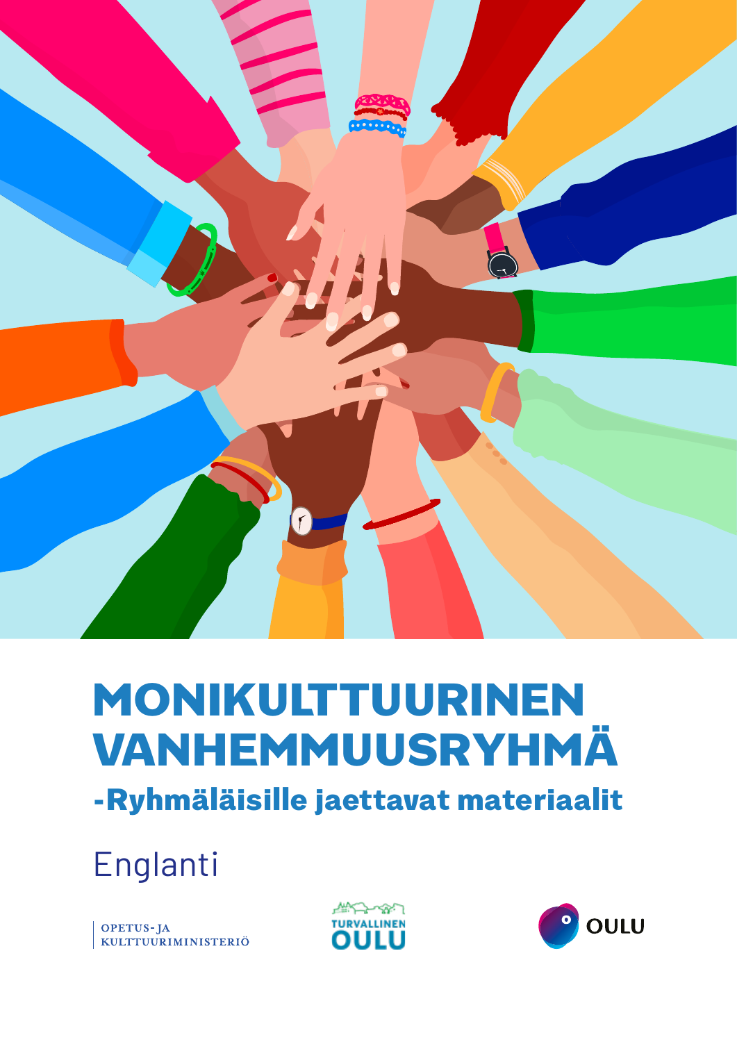# MONIKULTTUURINEN VANHEMMUUSRYHMÄ

## -Ryhmäläisille jaettavat materiaalit

Englanti

OPETUS- JA KULTTUURIMINISTERIÖ

TURVALLINEN OULU

OULU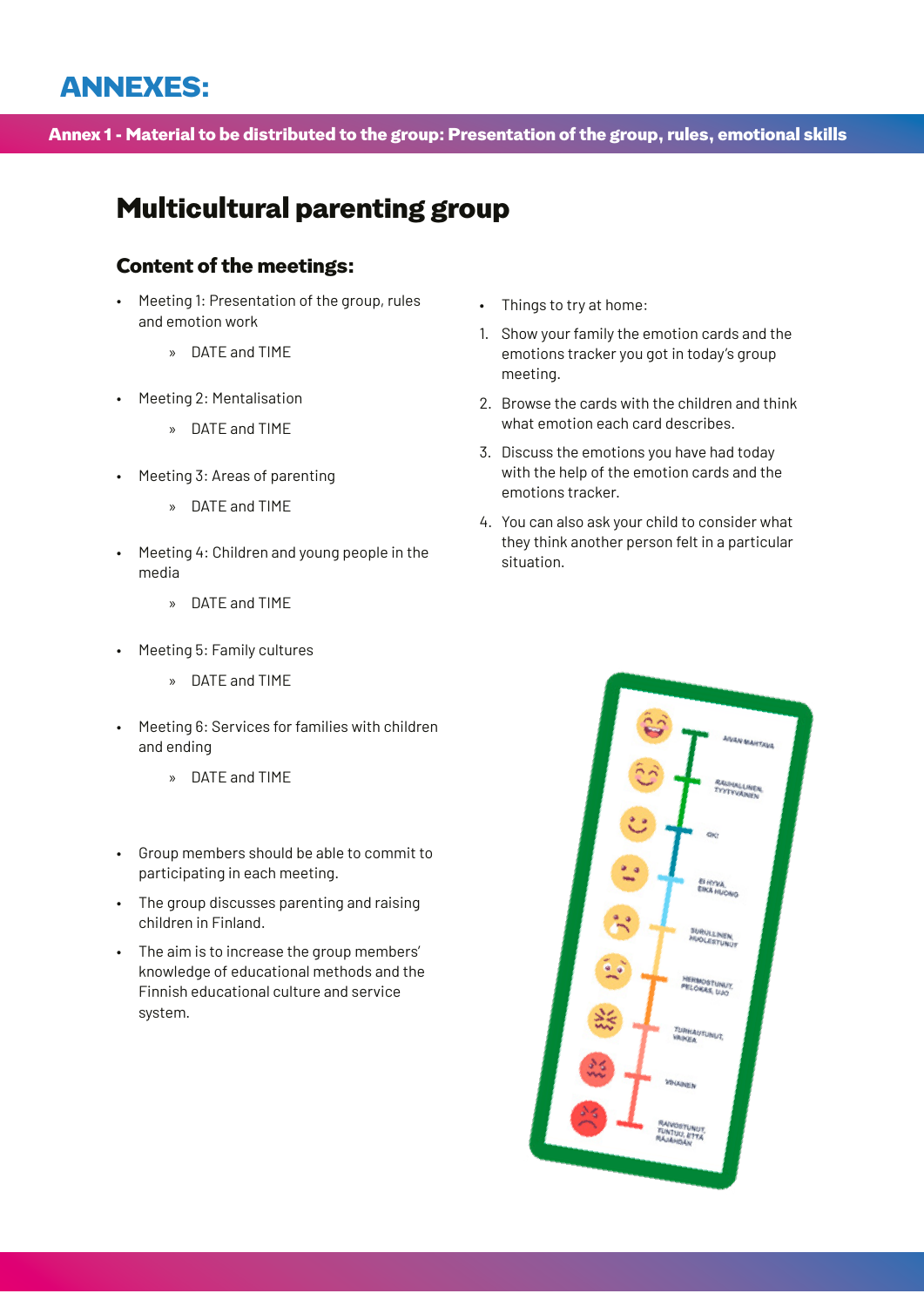# ANNEXES:

## Annex 1 - Material to be distributed to the group: Presentation of the group, rules, emotional skills

# Multicultural parenting group

### Content of the meetings:

- Meeting 1: Presentation of the group, rules and emotion work
  - DATE and TIME
- Meeting 2: Mentalisation
  - DATE and TIME
- Meeting 3: Areas of parenting
  - DATE and TIME
- Meeting 4: Children and young people in the media
  - DATE and TIME
- Meeting 5: Family cultures
  - DATE and TIME
- Meeting 6: Services for families with children and ending
  - DATE and TIME

- Group members should be able to commit to participating in each meeting.
- The group discusses parenting and raising children in Finland.
- The aim is to increase the group members' knowledge of educational methods and the Finnish educational culture and service system.

- Things to try at home:

1. Show your family the emotion cards and the emotions tracker you got in today's group meeting.
2. Browse the cards with the children and think what emotion each card describes.
3. Discuss the emotions you have had today with the help of the emotion cards and the emotions tracker.
4. You can also ask your child to consider what they think another person felt in a particular situation.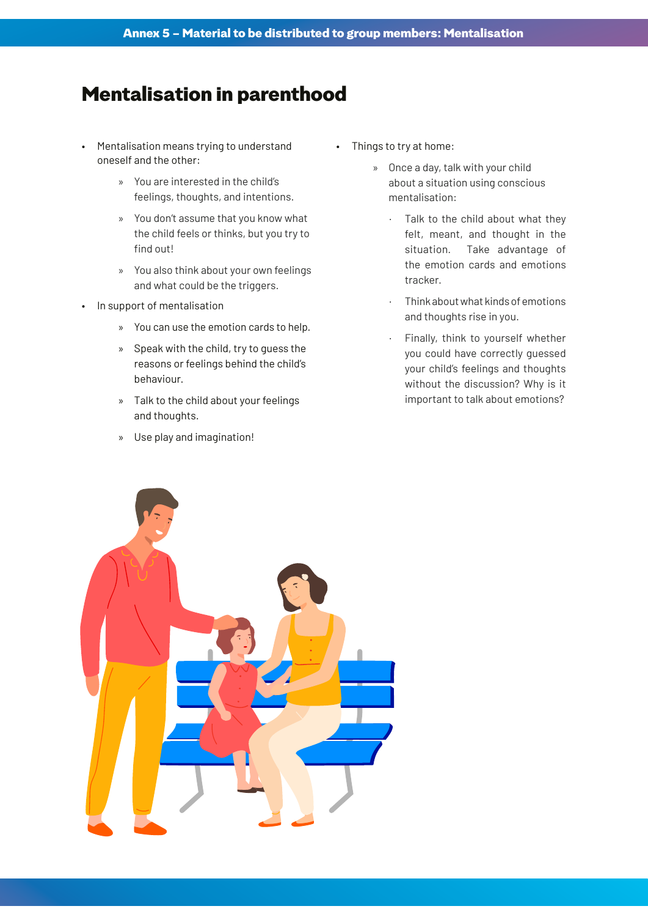# Mentalisation in parenthood

- Mentalisation means trying to understand oneself and the other:
  - You are interested in the child's feelings, thoughts, and intentions.
  - You don't assume that you know what the child feels or thinks, but you try to find out!
  - You also think about your own feelings and what could be the triggers.
- In support of mentalisation
  - You can use the emotion cards to help.
  - Speak with the child, try to guess the reasons or feelings behind the child's behaviour.
  - Talk to the child about your feelings and thoughts.
  - Use play and imagination!
- Things to try at home:
  - Once a day, talk with your child about a situation using conscious mentalisation:
    - Talk to the child about what they felt, meant, and thought in the situation. Take advantage of the emotion cards and emotions tracker.
    - Think about what kinds of emotions and thoughts rise in you.
    - Finally, think to yourself whether you could have correctly guessed your child's feelings and thoughts without the discussion? Why is it important to talk about emotions?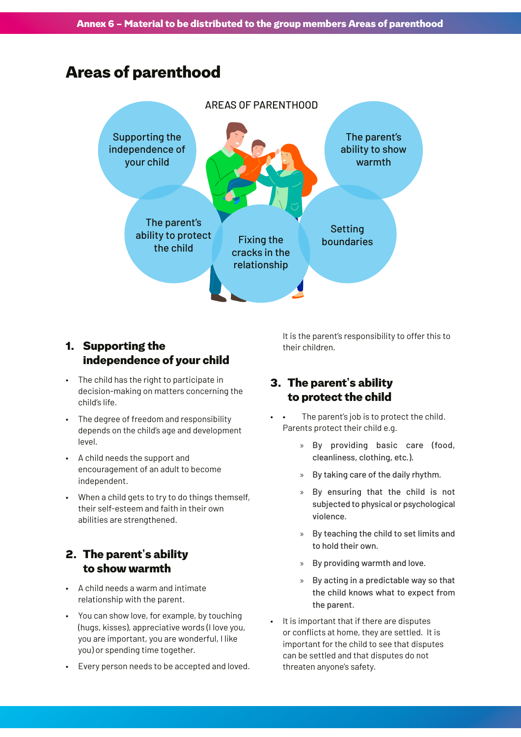# Areas of parenthood

AREAS OF PARENTHOOD

- Supporting the independence of your child
- The parent's ability to show warmth
- The parent's ability to protect the child
- Fixing the cracks in the relationship
- Setting boundaries

## 1. Supporting the independence of your child

- The child has the right to participate in decision-making on matters concerning the child's life.
- The degree of freedom and responsibility depends on the child's age and development level.
- A child needs the support and encouragement of an adult to become independent.
- When a child gets to try to do things themself, their self-esteem and faith in their own abilities are strengthened.

## 2. The parent's ability to show warmth

- A child needs a warm and intimate relationship with the parent.
- You can show love, for example, by touching (hugs, kisses), appreciative words (I love you, you are important, you are wonderful, I like you) or spending time together.
- Every person needs to be accepted and loved.

It is the parent's responsibility to offer this to their children.

## 3. The parent's ability to protect the child

- The parent's job is to protect the child. Parents protect their child e.g.
  - By providing basic care (food, cleanliness, clothing, etc.).
  - By taking care of the daily rhythm.
  - By ensuring that the child is not subjected to physical or psychological violence.
  - By teaching the child to set limits and to hold their own.
  - By providing warmth and love.
  - By acting in a predictable way so that the child knows what to expect from the parent.
- It is important that if there are disputes or conflicts at home, they are settled. It is important for the child to see that disputes can be settled and that disputes do not threaten anyone's safety.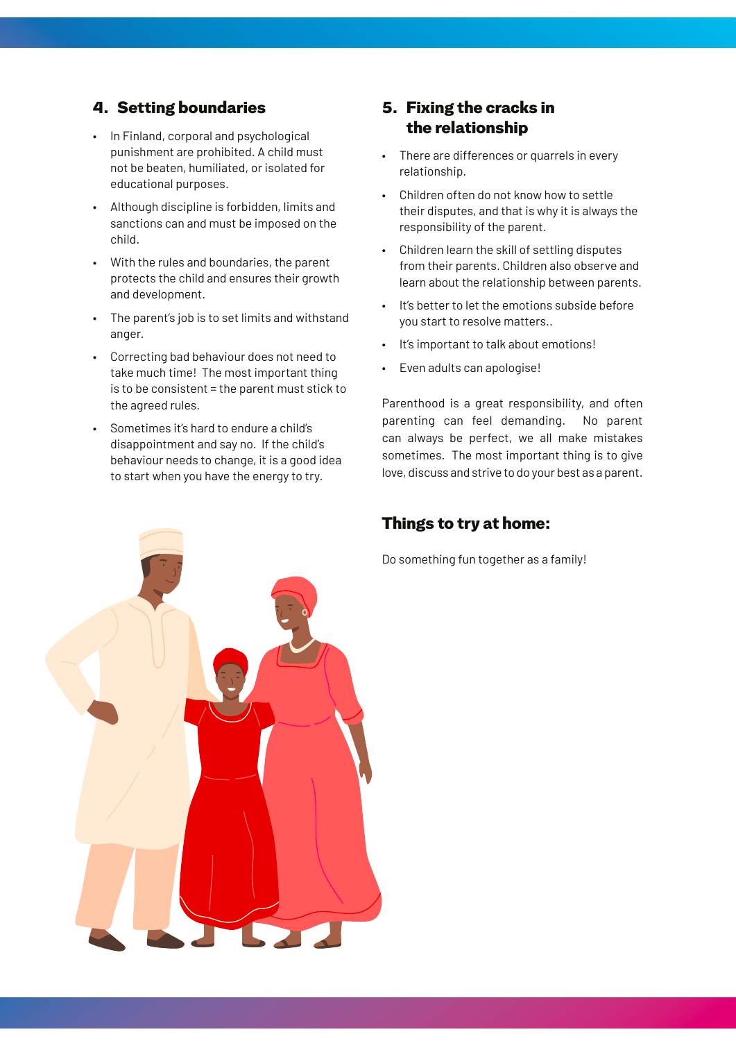## 4. Setting boundaries

- In Finland, corporal and psychological punishment are prohibited. A child must not be beaten, humiliated, or isolated for educational purposes.
- Although discipline is forbidden, limits and sanctions can and must be imposed on the child.
- With the rules and boundaries, the parent protects the child and ensures their growth and development.
- The parent's job is to set limits and withstand anger.
- Correcting bad behaviour does not need to take much time! The most important thing is to be consistent = the parent must stick to the agreed rules.
- Sometimes it's hard to endure a child's disappointment and say no. If the child's behaviour needs to change, it is a good idea to start when you have the energy to try.

## 5. Fixing the cracks in the relationship

- There are differences or quarrels in every relationship.
- Children often do not know how to settle their disputes, and that is why it is always the responsibility of the parent.
- Children learn the skill of settling disputes from their parents. Children also observe and learn about the relationship between parents.
- It's better to let the emotions subside before you start to resolve matters..
- It's important to talk about emotions!
- Even adults can apologise!

Parenthood is a great responsibility, and often parenting can feel demanding. No parent can always be perfect, we all make mistakes sometimes. The most important thing is to give love, discuss and strive to do your best as a parent.

## Things to try at home:

Do something fun together as a family!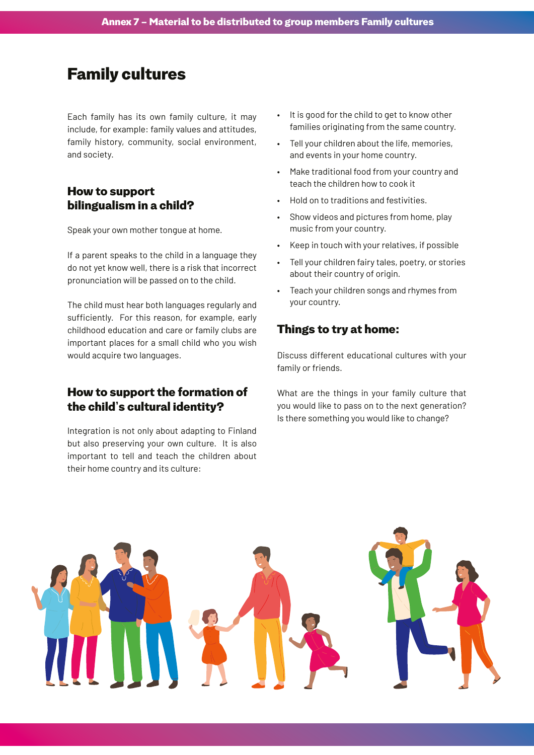# Family cultures

Each family has its own family culture, it may include, for example: family values and attitudes, family history, community, social environment, and society.

## How to support bilingualism in a child?

Speak your own mother tongue at home.

If a parent speaks to the child in a language they do not yet know well, there is a risk that incorrect pronunciation will be passed on to the child.

The child must hear both languages regularly and sufficiently. For this reason, for example, early childhood education and care or family clubs are important places for a small child who you wish would acquire two languages.

## How to support the formation of the child's cultural identity?

Integration is not only about adapting to Finland but also preserving your own culture. It is also important to tell and teach the children about their home country and its culture:

- It is good for the child to get to know other families originating from the same country.
- Tell your children about the life, memories, and events in your home country.
- Make traditional food from your country and teach the children how to cook it
- Hold on to traditions and festivities.
- Show videos and pictures from home, play music from your country.
- Keep in touch with your relatives, if possible
- Tell your children fairy tales, poetry, or stories about their country of origin.
- Teach your children songs and rhymes from your country.

## Things to try at home:

Discuss different educational cultures with your family or friends.

What are the things in your family culture that you would like to pass on to the next generation? Is there something you would like to change?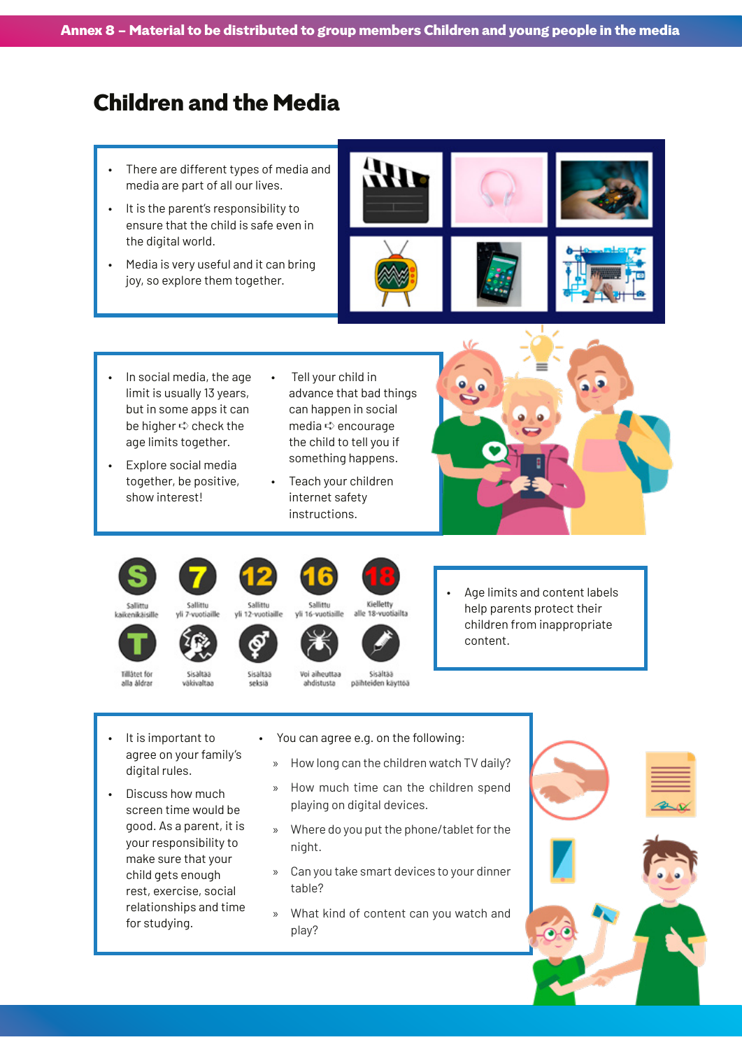# Children and the Media

- There are different types of media and media are part of all our lives.
- It is the parent's responsibility to ensure that the child is safe even in the digital world.
- Media is very useful and it can bring joy, so explore them together.

- In social media, the age limit is usually 13 years, but in some apps it can be higher ➪ check the age limits together.
- Explore social media together, be positive, show interest!
- Tell your child in advance that bad things can happen in social media ➪ encourage the child to tell you if something happens.
- Teach your children internet safety instructions.

| S | 7 | 12 | 16 | 18 |
|---|---|---|---|---|
| Sallittu kaikenikäisille | Sallittu yli 7-vuotiaille | Sallittu yli 12-vuotiaille | Sallittu yli 16-vuotiaille | Kielletty alle 18-vuotiailta |
| T | | | | |
| Tillåtet för alla åldrar | Sisältää väkivaltaa | Sisältää seksiä | Voi aiheuttaa ahdistusta | Sisältää päihteiden käyttöä |

- Age limits and content labels help parents protect their children from inappropriate content.

- It is important to agree on your family's digital rules.
- Discuss how much screen time would be good. As a parent, it is your responsibility to make sure that your child gets enough rest, exercise, social relationships and time for studying.
- You can agree e.g. on the following:
  - How long can the children watch TV daily?
  - How much time can the children spend playing on digital devices.
  - Where do you put the phone/tablet for the night.
  - Can you take smart devices to your dinner table?
  - What kind of content can you watch and play?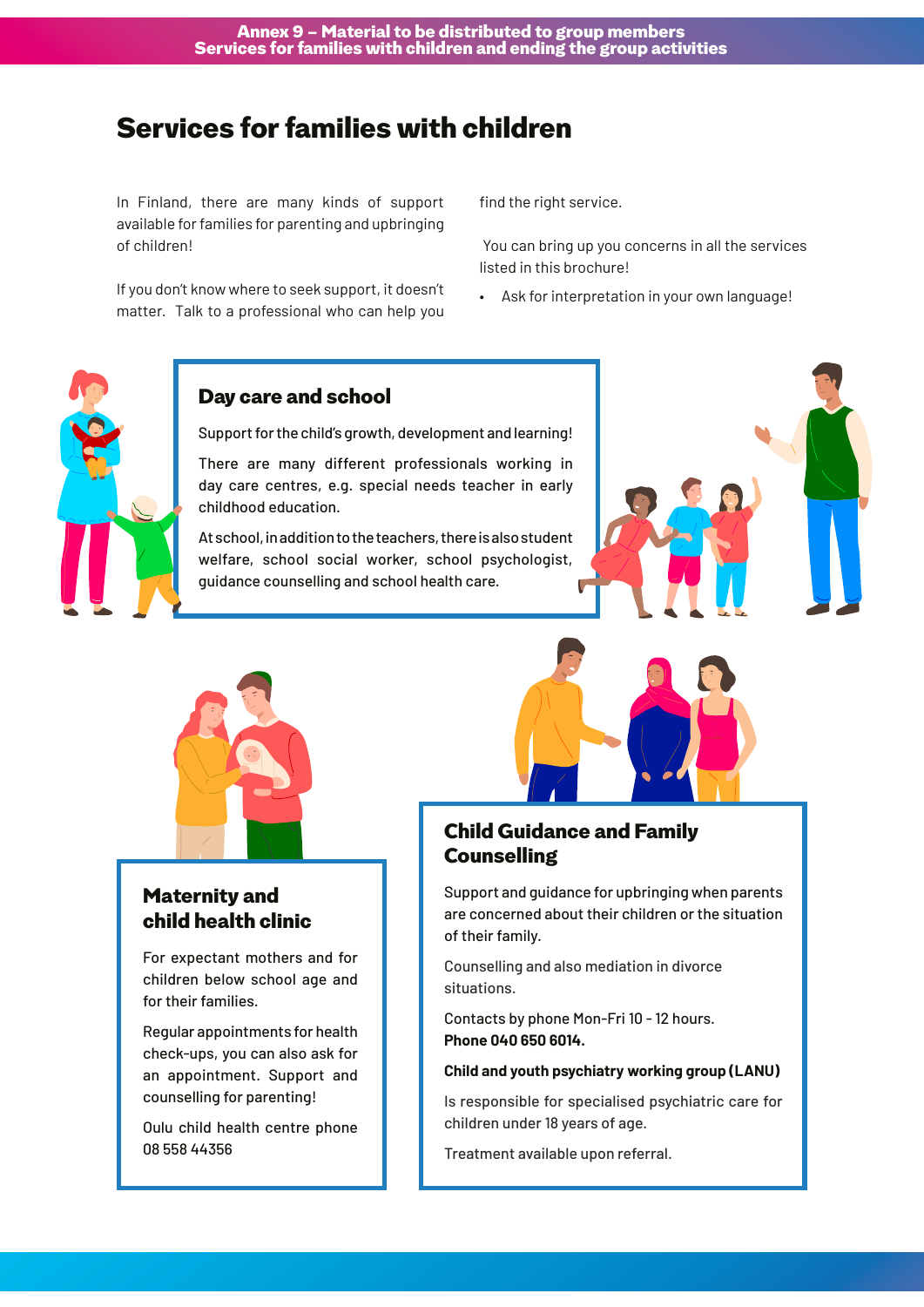# Services for families with children

In Finland, there are many kinds of support available for families for parenting and upbringing of children!

If you don't know where to seek support, it doesn't matter. Talk to a professional who can help you find the right service.

You can bring up you concerns in all the services listed in this brochure!

- Ask for interpretation in your own language!

## Day care and school

Support for the child's growth, development and learning!

There are many different professionals working in day care centres, e.g. special needs teacher in early childhood education.

At school, in addition to the teachers, there is also student welfare, school social worker, school psychologist, guidance counselling and school health care.

## Maternity and child health clinic

For expectant mothers and for children below school age and for their families.

Regular appointments for health check-ups, you can also ask for an appointment. Support and counselling for parenting!

Oulu child health centre phone 08 558 44356

## Child Guidance and Family Counselling

Support and guidance for upbringing when parents are concerned about their children or the situation of their family.

Counselling and also mediation in divorce situations.

Contacts by phone Mon-Fri 10 - 12 hours.
**Phone 040 650 6014.**

**Child and youth psychiatry working group (LANU)**

Is responsible for specialised psychiatric care for children under 18 years of age.

Treatment available upon referral.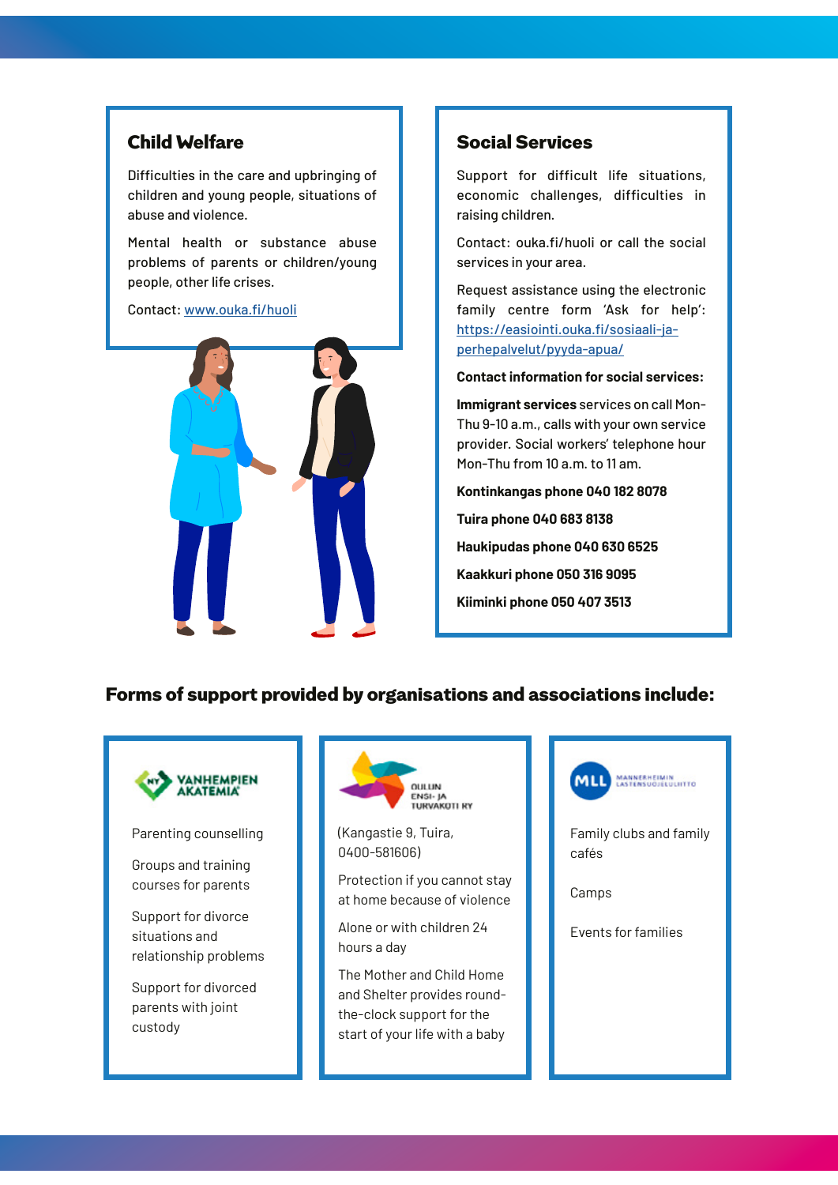## Child Welfare

Difficulties in the care and upbringing of children and young people, situations of abuse and violence.

Mental health or substance abuse problems of parents or children/young people, other life crises.

Contact: www.ouka.fi/huoli

## Social Services

Support for difficult life situations, economic challenges, difficulties in raising children.

Contact: ouka.fi/huoli or call the social services in your area.

Request assistance using the electronic family centre form 'Ask for help': https://easiointi.ouka.fi/sosiaali-ja-perhepalvelut/pyyda-apua/

**Contact information for social services:**

**Immigrant services** services on call Mon-Thu 9-10 a.m., calls with your own service provider. Social workers' telephone hour Mon-Thu from 10 a.m. to 11 am.

**Kontinkangas phone 040 182 8078**

**Tuira phone 040 683 8138**

**Haukipudas phone 040 630 6525**

**Kaakkuri phone 050 316 9095**

**Kiiminki phone 050 407 3513**

## Forms of support provided by organisations and associations include:

### Vanhempien Akatemia

Parenting counselling

Groups and training courses for parents

Support for divorce situations and relationship problems

Support for divorced parents with joint custody

### Oulun Ensi- ja Turvakoti ry

(Kangastie 9, Tuira, 0400-581606)

Protection if you cannot stay at home because of violence

Alone or with children 24 hours a day

The Mother and Child Home and Shelter provides round-the-clock support for the start of your life with a baby

### MLL Mannerheimin Lastensuojeluliitto

Family clubs and family cafés

Camps

Events for families